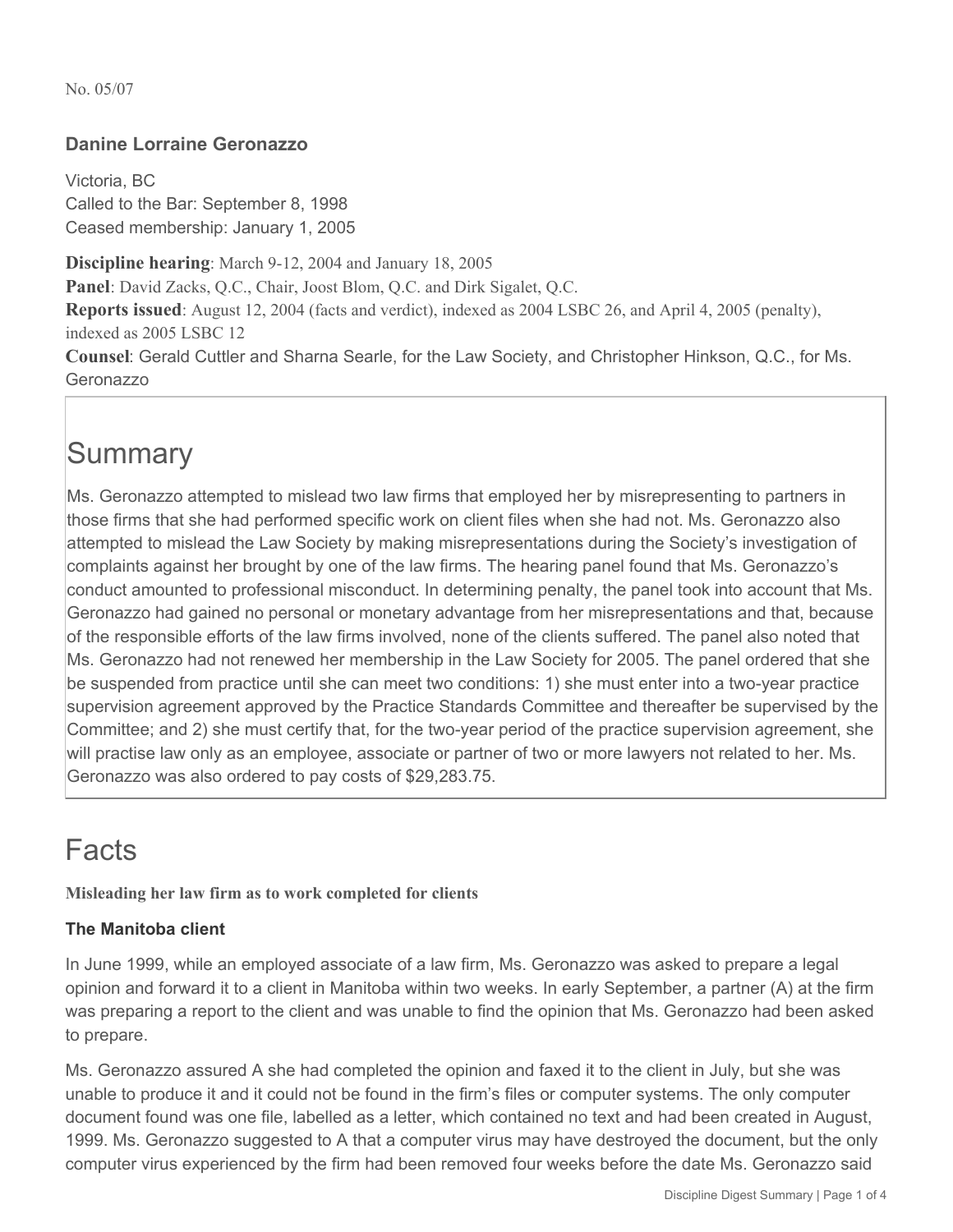No. 05/07

### Danine Lorraine Geronazzo

Victoria, BC
Called to the Bar: September 8, 1998
Ceased membership: January 1, 2005

**Discipline hearing**: March 9-12, 2004 and January 18, 2005
**Panel**: David Zacks, Q.C., Chair, Joost Blom, Q.C. and Dirk Sigalet, Q.C.
**Reports issued**: August 12, 2004 (facts and verdict), indexed as 2004 LSBC 26, and April 4, 2005 (penalty), indexed as 2005 LSBC 12
**Counsel**: Gerald Cuttler and Sharna Searle, for the Law Society, and Christopher Hinkson, Q.C., for Ms. Geronazzo

# Summary

Ms. Geronazzo attempted to mislead two law firms that employed her by misrepresenting to partners in those firms that she had performed specific work on client files when she had not. Ms. Geronazzo also attempted to mislead the Law Society by making misrepresentations during the Society's investigation of complaints against her brought by one of the law firms. The hearing panel found that Ms. Geronazzo's conduct amounted to professional misconduct. In determining penalty, the panel took into account that Ms. Geronazzo had gained no personal or monetary advantage from her misrepresentations and that, because of the responsible efforts of the law firms involved, none of the clients suffered. The panel also noted that Ms. Geronazzo had not renewed her membership in the Law Society for 2005. The panel ordered that she be suspended from practice until she can meet two conditions: 1) she must enter into a two-year practice supervision agreement approved by the Practice Standards Committee and thereafter be supervised by the Committee; and 2) she must certify that, for the two-year period of the practice supervision agreement, she will practise law only as an employee, associate or partner of two or more lawyers not related to her. Ms. Geronazzo was also ordered to pay costs of $29,283.75.

# Facts

**Misleading her law firm as to work completed for clients**

### The Manitoba client

In June 1999, while an employed associate of a law firm, Ms. Geronazzo was asked to prepare a legal opinion and forward it to a client in Manitoba within two weeks. In early September, a partner (A) at the firm was preparing a report to the client and was unable to find the opinion that Ms. Geronazzo had been asked to prepare.

Ms. Geronazzo assured A she had completed the opinion and faxed it to the client in July, but she was unable to produce it and it could not be found in the firm's files or computer systems. The only computer document found was one file, labelled as a letter, which contained no text and had been created in August, 1999. Ms. Geronazzo suggested to A that a computer virus may have destroyed the document, but the only computer virus experienced by the firm had been removed four weeks before the date Ms. Geronazzo said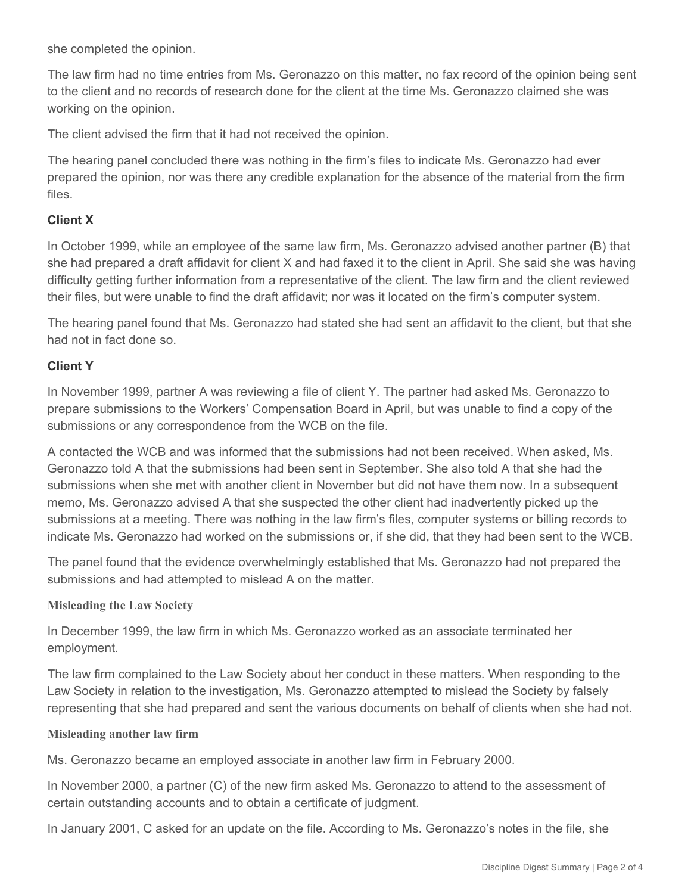she completed the opinion.

The law firm had no time entries from Ms. Geronazzo on this matter, no fax record of the opinion being sent to the client and no records of research done for the client at the time Ms. Geronazzo claimed she was working on the opinion.

The client advised the firm that it had not received the opinion.

The hearing panel concluded there was nothing in the firm's files to indicate Ms. Geronazzo had ever prepared the opinion, nor was there any credible explanation for the absence of the material from the firm files.

**Client X**

In October 1999, while an employee of the same law firm, Ms. Geronazzo advised another partner (B) that she had prepared a draft affidavit for client X and had faxed it to the client in April. She said she was having difficulty getting further information from a representative of the client. The law firm and the client reviewed their files, but were unable to find the draft affidavit; nor was it located on the firm's computer system.

The hearing panel found that Ms. Geronazzo had stated she had sent an affidavit to the client, but that she had not in fact done so.

**Client Y**

In November 1999, partner A was reviewing a file of client Y. The partner had asked Ms. Geronazzo to prepare submissions to the Workers' Compensation Board in April, but was unable to find a copy of the submissions or any correspondence from the WCB on the file.

A contacted the WCB and was informed that the submissions had not been received. When asked, Ms. Geronazzo told A that the submissions had been sent in September. She also told A that she had the submissions when she met with another client in November but did not have them now. In a subsequent memo, Ms. Geronazzo advised A that she suspected the other client had inadvertently picked up the submissions at a meeting. There was nothing in the law firm's files, computer systems or billing records to indicate Ms. Geronazzo had worked on the submissions or, if she did, that they had been sent to the WCB.

The panel found that the evidence overwhelmingly established that Ms. Geronazzo had not prepared the submissions and had attempted to mislead A on the matter.

**Misleading the Law Society**

In December 1999, the law firm in which Ms. Geronazzo worked as an associate terminated her employment.

The law firm complained to the Law Society about her conduct in these matters. When responding to the Law Society in relation to the investigation, Ms. Geronazzo attempted to mislead the Society by falsely representing that she had prepared and sent the various documents on behalf of clients when she had not.

**Misleading another law firm**

Ms. Geronazzo became an employed associate in another law firm in February 2000.

In November 2000, a partner (C) of the new firm asked Ms. Geronazzo to attend to the assessment of certain outstanding accounts and to obtain a certificate of judgment.

In January 2001, C asked for an update on the file. According to Ms. Geronazzo's notes in the file, she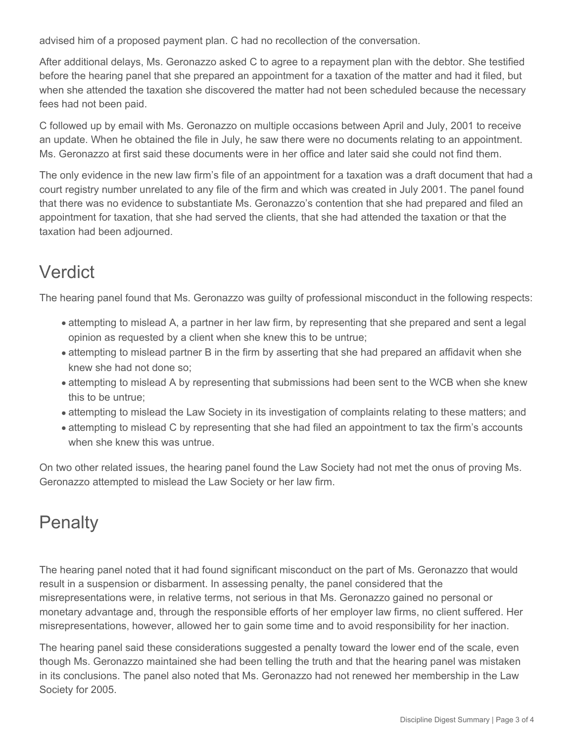advised him of a proposed payment plan. C had no recollection of the conversation.

After additional delays, Ms. Geronazzo asked C to agree to a repayment plan with the debtor. She testified before the hearing panel that she prepared an appointment for a taxation of the matter and had it filed, but when she attended the taxation she discovered the matter had not been scheduled because the necessary fees had not been paid.

C followed up by email with Ms. Geronazzo on multiple occasions between April and July, 2001 to receive an update. When he obtained the file in July, he saw there were no documents relating to an appointment. Ms. Geronazzo at first said these documents were in her office and later said she could not find them.

The only evidence in the new law firm's file of an appointment for a taxation was a draft document that had a court registry number unrelated to any file of the firm and which was created in July 2001. The panel found that there was no evidence to substantiate Ms. Geronazzo's contention that she had prepared and filed an appointment for taxation, that she had served the clients, that she had attended the taxation or that the taxation had been adjourned.

## Verdict

The hearing panel found that Ms. Geronazzo was guilty of professional misconduct in the following respects:

- attempting to mislead A, a partner in her law firm, by representing that she prepared and sent a legal opinion as requested by a client when she knew this to be untrue;
- attempting to mislead partner B in the firm by asserting that she had prepared an affidavit when she knew she had not done so;
- attempting to mislead A by representing that submissions had been sent to the WCB when she knew this to be untrue;
- attempting to mislead the Law Society in its investigation of complaints relating to these matters; and
- attempting to mislead C by representing that she had filed an appointment to tax the firm's accounts when she knew this was untrue.

On two other related issues, the hearing panel found the Law Society had not met the onus of proving Ms. Geronazzo attempted to mislead the Law Society or her law firm.

## Penalty

The hearing panel noted that it had found significant misconduct on the part of Ms. Geronazzo that would result in a suspension or disbarment. In assessing penalty, the panel considered that the misrepresentations were, in relative terms, not serious in that Ms. Geronazzo gained no personal or monetary advantage and, through the responsible efforts of her employer law firms, no client suffered. Her misrepresentations, however, allowed her to gain some time and to avoid responsibility for her inaction.

The hearing panel said these considerations suggested a penalty toward the lower end of the scale, even though Ms. Geronazzo maintained she had been telling the truth and that the hearing panel was mistaken in its conclusions. The panel also noted that Ms. Geronazzo had not renewed her membership in the Law Society for 2005.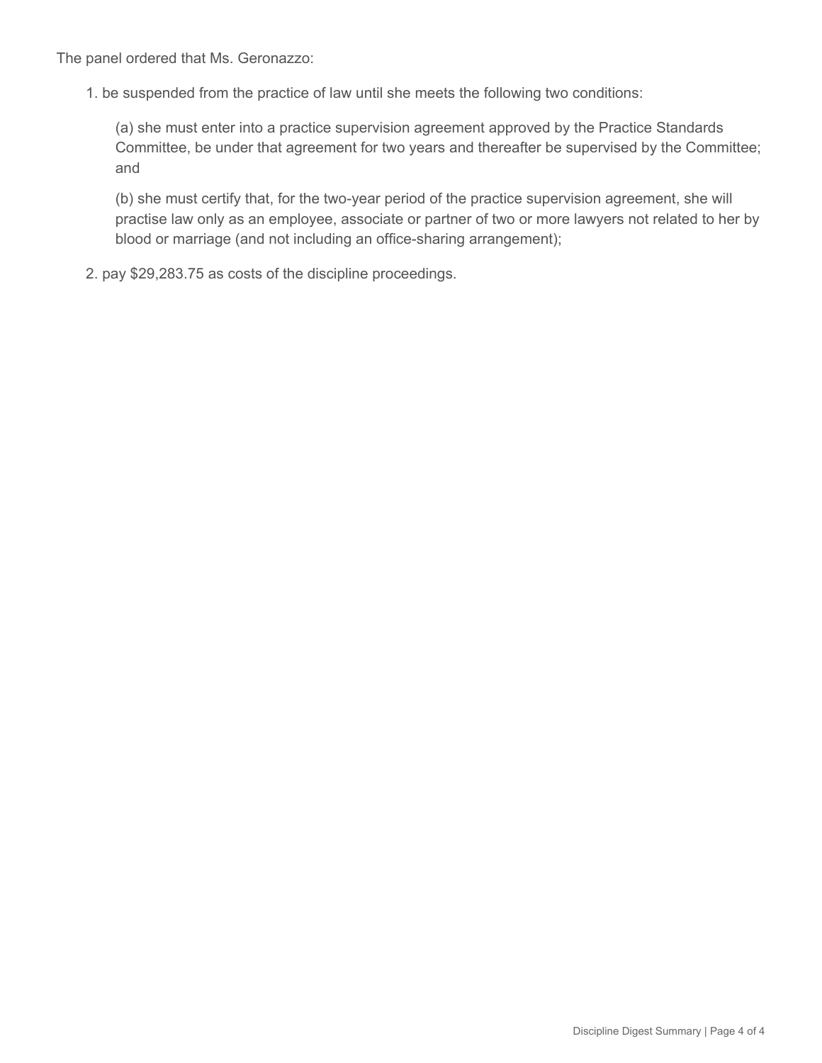The panel ordered that Ms. Geronazzo:

1. be suspended from the practice of law until she meets the following two conditions:

   (a) she must enter into a practice supervision agreement approved by the Practice Standards Committee, be under that agreement for two years and thereafter be supervised by the Committee; and

   (b) she must certify that, for the two-year period of the practice supervision agreement, she will practise law only as an employee, associate or partner of two or more lawyers not related to her by blood or marriage (and not including an office-sharing arrangement);

2. pay $29,283.75 as costs of the discipline proceedings.